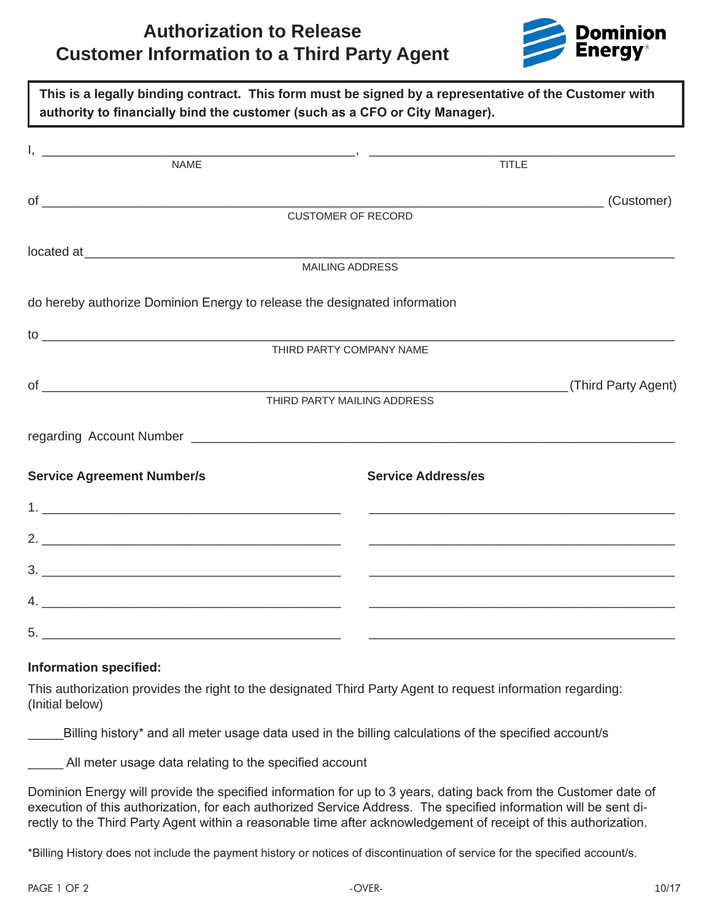# Authorization to Release Customer Information to a Third Party Agent

Dominion Energy

**This is a legally binding contract. This form must be signed by a representative of the Customer with authority to financially bind the customer (such as a CFO or City Manager).**

I, ______________________________, ______________________________
NAME TITLE

of ______________________________________________ (Customer)
CUSTOMER OF RECORD

located at ______________________________________________
MAILING ADDRESS

do hereby authorize Dominion Energy to release the designated information

to ______________________________________________
THIRD PARTY COMPANY NAME

of ______________________________________________ (Third Party Agent)
THIRD PARTY MAILING ADDRESS

regarding Account Number ______________________________________________

| Service Agreement Number/s | Service Address/es |
| --- | --- |
| 1. ______________________ | ______________________ |
| 2. ______________________ | ______________________ |
| 3. ______________________ | ______________________ |
| 4. ______________________ | ______________________ |
| 5. ______________________ | ______________________ |

**Information specified:**

This authorization provides the right to the designated Third Party Agent to request information regarding: (Initial below)

_____Billing history* and all meter usage data used in the billing calculations of the specified account/s

_____ All meter usage data relating to the specified account

Dominion Energy will provide the specified information for up to 3 years, dating back from the Customer date of execution of this authorization, for each authorized Service Address. The specified information will be sent directly to the Third Party Agent within a reasonable time after acknowledgement of receipt of this authorization.

*Billing History does not include the payment history or notices of discontinuation of service for the specified account/s.

-OVER-

10/17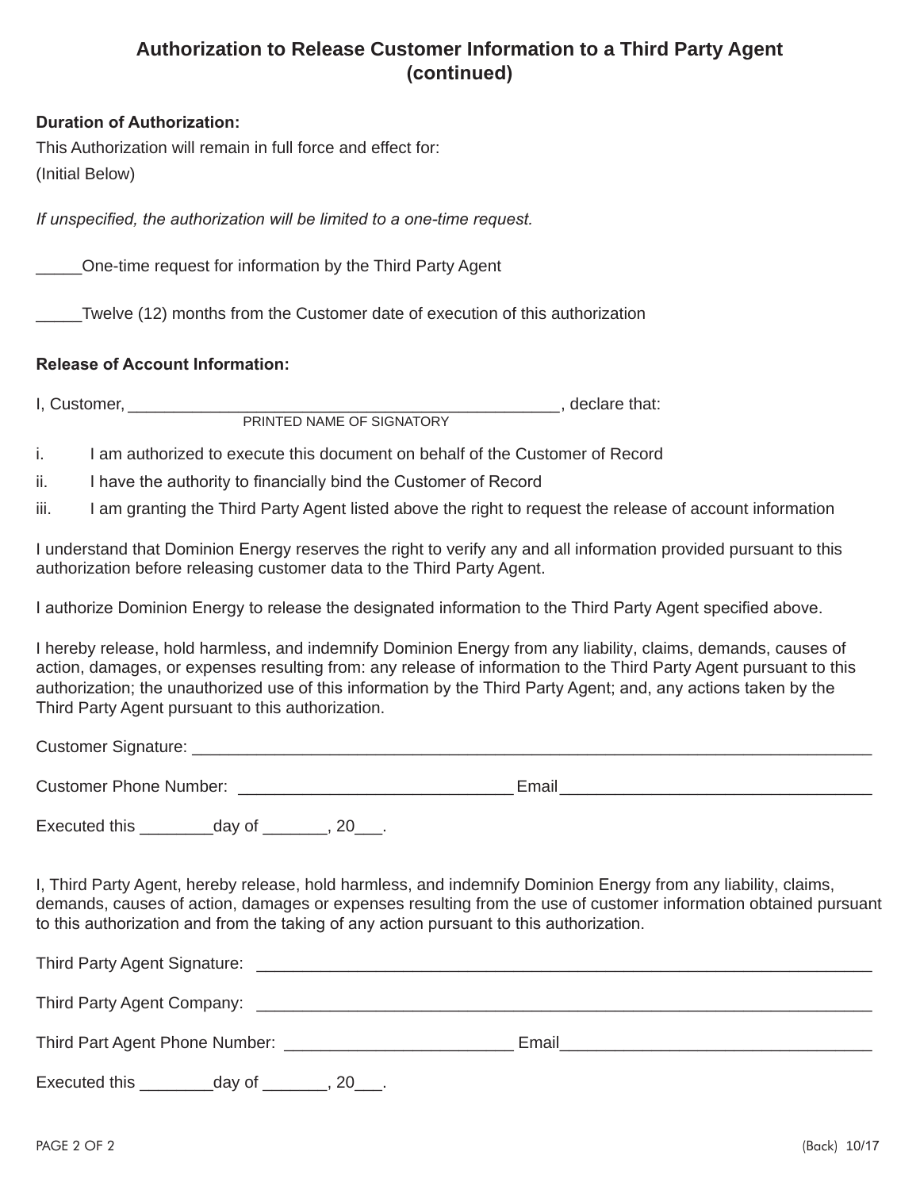# Authorization to Release Customer Information to a Third Party Agent (continued)

**Duration of Authorization:**

This Authorization will remain in full force and effect for:

(Initial Below)

*If unspecified, the authorization will be limited to a one-time request.*

_____One-time request for information by the Third Party Agent

_____Twelve (12) months from the Customer date of execution of this authorization

**Release of Account Information:**

I, Customer, _______________________________________________, declare that:
PRINTED NAME OF SIGNATORY

i. I am authorized to execute this document on behalf of the Customer of Record

ii. I have the authority to financially bind the Customer of Record

iii. I am granting the Third Party Agent listed above the right to request the release of account information

I understand that Dominion Energy reserves the right to verify any and all information provided pursuant to this authorization before releasing customer data to the Third Party Agent.

I authorize Dominion Energy to release the designated information to the Third Party Agent specified above.

I hereby release, hold harmless, and indemnify Dominion Energy from any liability, claims, demands, causes of action, damages, or expenses resulting from: any release of information to the Third Party Agent pursuant to this authorization; the unauthorized use of this information by the Third Party Agent; and, any actions taken by the Third Party Agent pursuant to this authorization.

Customer Signature: ___________________________________________________________________________

Customer Phone Number: ______________________________ Email_________________________________

Executed this ________day of _______, 20___.

I, Third Party Agent, hereby release, hold harmless, and indemnify Dominion Energy from any liability, claims, demands, causes of action, damages or expenses resulting from the use of customer information obtained pursuant to this authorization and from the taking of any action pursuant to this authorization.

Third Party Agent Signature: ______________________________________________________________________

Third Party Agent Company: ______________________________________________________________________

Third Part Agent Phone Number: _________________________ Email_________________________________

Executed this ________day of _______, 20___.

(Back) 10/17